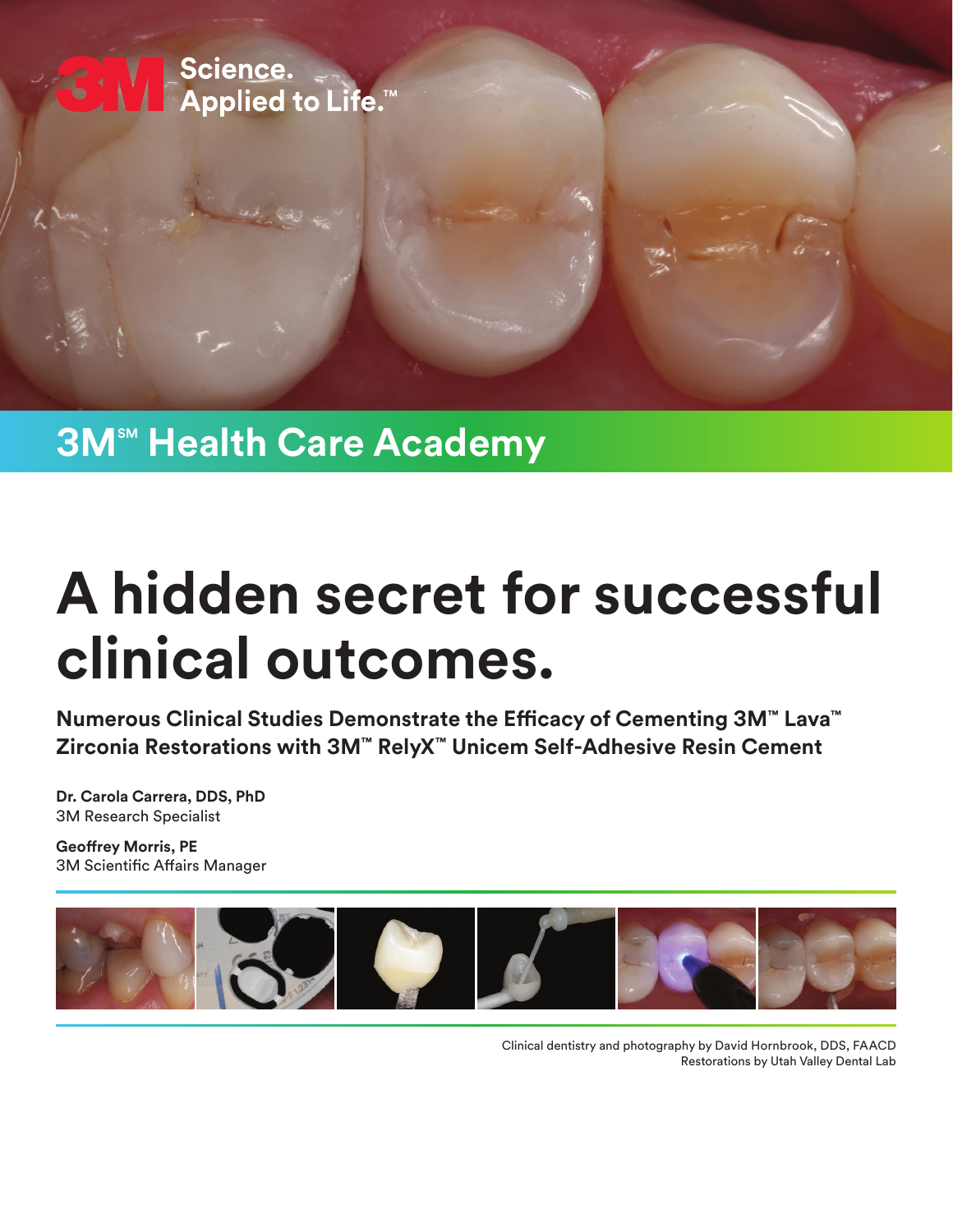3M Science. Applied to Life.™

3M℠ Health Care Academy

# A hidden secret for successful clinical outcomes.

**Numerous Clinical Studies Demonstrate the Efficacy of Cementing 3M™ Lava™ Zirconia Restorations with 3M™ RelyX™ Unicem Self-Adhesive Resin Cement**

**Dr. Carola Carrera, DDS, PhD**
3M Research Specialist

**Geoffrey Morris, PE**
3M Scientific Affairs Manager

Clinical dentistry and photography by David Hornbrook, DDS, FAACD
Restorations by Utah Valley Dental Lab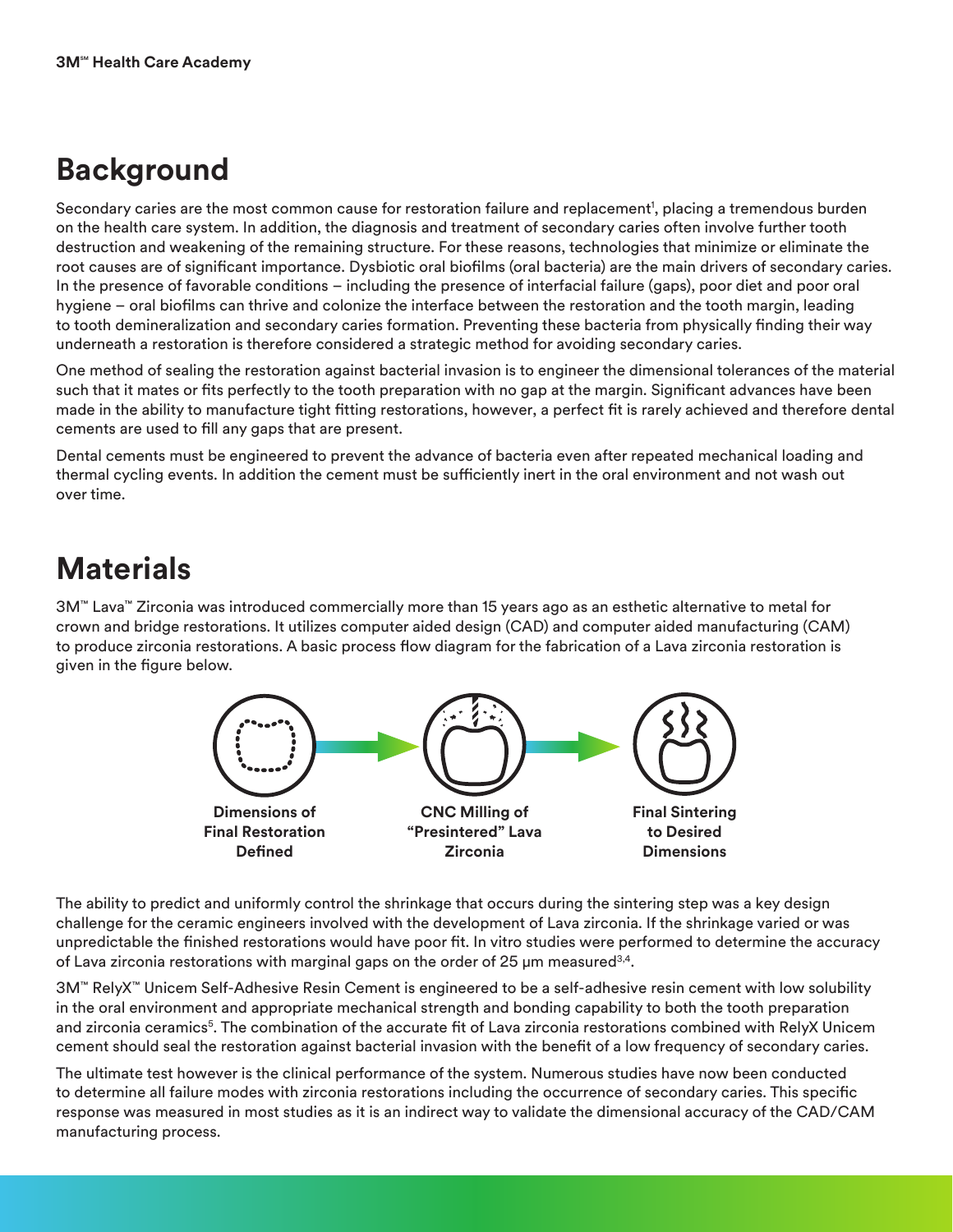## Background

Secondary caries are the most common cause for restoration failure and replacement[1], placing a tremendous burden on the health care system. In addition, the diagnosis and treatment of secondary caries often involve further tooth destruction and weakening of the remaining structure. For these reasons, technologies that minimize or eliminate the root causes are of significant importance. Dysbiotic oral biofilms (oral bacteria) are the main drivers of secondary caries. In the presence of favorable conditions – including the presence of interfacial failure (gaps), poor diet and poor oral hygiene – oral biofilms can thrive and colonize the interface between the restoration and the tooth margin, leading to tooth demineralization and secondary caries formation. Preventing these bacteria from physically finding their way underneath a restoration is therefore considered a strategic method for avoiding secondary caries.

One method of sealing the restoration against bacterial invasion is to engineer the dimensional tolerances of the material such that it mates or fits perfectly to the tooth preparation with no gap at the margin. Significant advances have been made in the ability to manufacture tight fitting restorations, however, a perfect fit is rarely achieved and therefore dental cements are used to fill any gaps that are present.

Dental cements must be engineered to prevent the advance of bacteria even after repeated mechanical loading and thermal cycling events. In addition the cement must be sufficiently inert in the oral environment and not wash out over time.

## Materials

3M™ Lava™ Zirconia was introduced commercially more than 15 years ago as an esthetic alternative to metal for crown and bridge restorations. It utilizes computer aided design (CAD) and computer aided manufacturing (CAM) to produce zirconia restorations. A basic process flow diagram for the fabrication of a Lava zirconia restoration is given in the figure below.

**Dimensions of Final Restoration Defined** → **CNC Milling of "Presintered" Lava Zirconia** → **Final Sintering to Desired Dimensions**

The ability to predict and uniformly control the shrinkage that occurs during the sintering step was a key design challenge for the ceramic engineers involved with the development of Lava zirconia. If the shrinkage varied or was unpredictable the finished restorations would have poor fit. In vitro studies were performed to determine the accuracy of Lava zirconia restorations with marginal gaps on the order of 25 μm measured[3,4].

3M™ RelyX™ Unicem Self-Adhesive Resin Cement is engineered to be a self-adhesive resin cement with low solubility in the oral environment and appropriate mechanical strength and bonding capability to both the tooth preparation and zirconia ceramics[5]. The combination of the accurate fit of Lava zirconia restorations combined with RelyX Unicem cement should seal the restoration against bacterial invasion with the benefit of a low frequency of secondary caries.

The ultimate test however is the clinical performance of the system. Numerous studies have now been conducted to determine all failure modes with zirconia restorations including the occurrence of secondary caries. This specific response was measured in most studies as it is an indirect way to validate the dimensional accuracy of the CAD/CAM manufacturing process.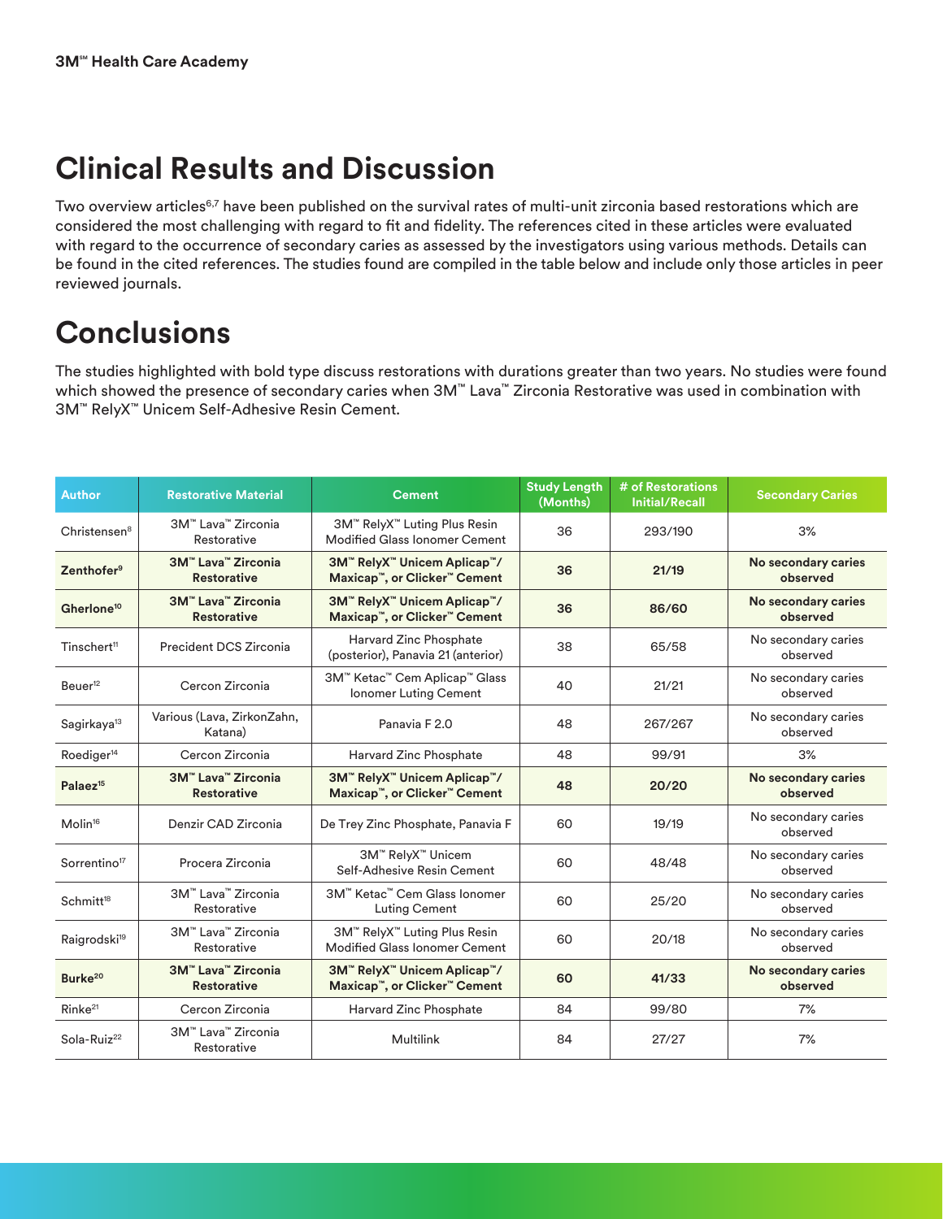# Clinical Results and Discussion

Two overview articles[6,7] have been published on the survival rates of multi-unit zirconia based restorations which are considered the most challenging with regard to fit and fidelity. The references cited in these articles were evaluated with regard to the occurrence of secondary caries as assessed by the investigators using various methods. Details can be found in the cited references. The studies found are compiled in the table below and include only those articles in peer reviewed journals.

# Conclusions

The studies highlighted with bold type discuss restorations with durations greater than two years. No studies were found which showed the presence of secondary caries when 3M™ Lava™ Zirconia Restorative was used in combination with 3M™ RelyX™ Unicem Self-Adhesive Resin Cement.

| Author | Restorative Material | Cement | Study Length (Months) | # of Restorations Initial/Recall | Secondary Caries |
|---|---|---|---|---|---|
| Christensen[8] | 3M™ Lava™ Zirconia Restorative | 3M™ RelyX™ Luting Plus Resin Modified Glass Ionomer Cement | 36 | 293/190 | 3% |
| **Zenthofer[9]** | **3M™ Lava™ Zirconia Restorative** | **3M™ RelyX™ Unicem Aplicap™/ Maxicap™, or Clicker™ Cement** | **36** | **21/19** | **No secondary caries observed** |
| **Gherlone[10]** | **3M™ Lava™ Zirconia Restorative** | **3M™ RelyX™ Unicem Aplicap™/ Maxicap™, or Clicker™ Cement** | **36** | **86/60** | **No secondary caries observed** |
| Tinschert[11] | Precident DCS Zirconia | Harvard Zinc Phosphate (posterior), Panavia 21 (anterior) | 38 | 65/58 | No secondary caries observed |
| Beuer[12] | Cercon Zirconia | 3M™ Ketac™ Cem Aplicap™ Glass Ionomer Luting Cement | 40 | 21/21 | No secondary caries observed |
| Sagirkaya[13] | Various (Lava, ZirkonZahn, Katana) | Panavia F 2.0 | 48 | 267/267 | No secondary caries observed |
| Roediger[14] | Cercon Zirconia | Harvard Zinc Phosphate | 48 | 99/91 | 3% |
| **Palaez[15]** | **3M™ Lava™ Zirconia Restorative** | **3M™ RelyX™ Unicem Aplicap™/ Maxicap™, or Clicker™ Cement** | **48** | **20/20** | **No secondary caries observed** |
| Molin[16] | Denzir CAD Zirconia | De Trey Zinc Phosphate, Panavia F | 60 | 19/19 | No secondary caries observed |
| Sorrentino[17] | Procera Zirconia | 3M™ RelyX™ Unicem Self-Adhesive Resin Cement | 60 | 48/48 | No secondary caries observed |
| Schmitt[18] | 3M™ Lava™ Zirconia Restorative | 3M™ Ketac™ Cem Glass Ionomer Luting Cement | 60 | 25/20 | No secondary caries observed |
| Raigrodski[19] | 3M™ Lava™ Zirconia Restorative | 3M™ RelyX™ Luting Plus Resin Modified Glass Ionomer Cement | 60 | 20/18 | No secondary caries observed |
| **Burke[20]** | **3M™ Lava™ Zirconia Restorative** | **3M™ RelyX™ Unicem Aplicap™/ Maxicap™, or Clicker™ Cement** | **60** | **41/33** | **No secondary caries observed** |
| Rinke[21] | Cercon Zirconia | Harvard Zinc Phosphate | 84 | 99/80 | 7% |
| Sola-Ruiz[22] | 3M™ Lava™ Zirconia Restorative | Multilink | 84 | 27/27 | 7% |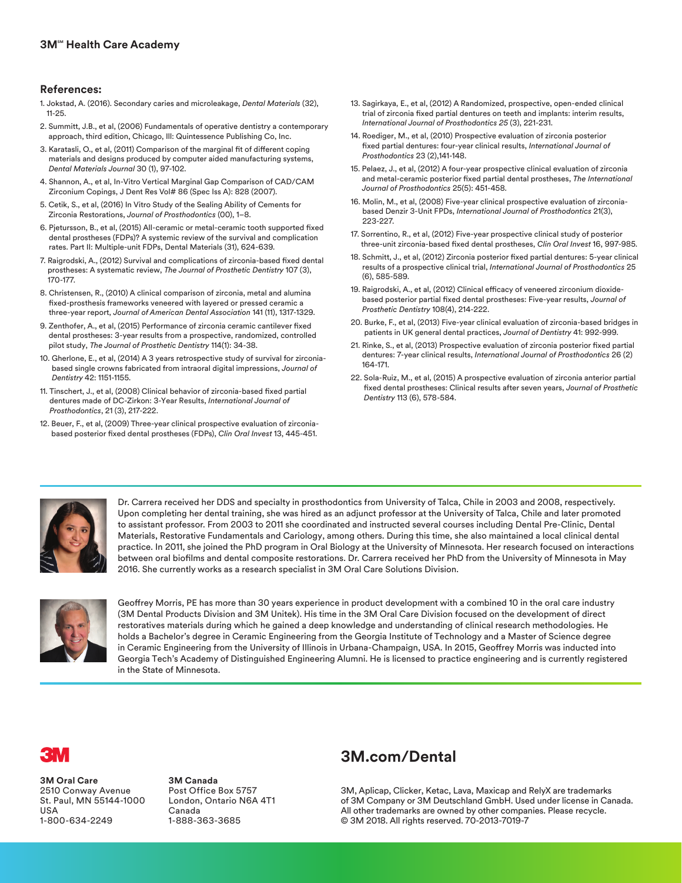## References:

1. Jokstad, A. (2016). Secondary caries and microleakage, *Dental Materials* (32), 11-25.
2. Summitt, J.B., et al, (2006) Fundamentals of operative dentistry a contemporary approach, third edition, Chicago, Ill: Quintessence Publishing Co, Inc.
3. Karatasli, O., et al, (2011) Comparison of the marginal fit of different coping materials and designs produced by computer aided manufacturing systems, *Dental Materials Journal* 30 (1), 97-102.
4. Shannon, A., et al, In-Vitro Vertical Marginal Gap Comparison of CAD/CAM Zirconium Copings, J Dent Res Vol# 86 (Spec Iss A): 828 (2007).
5. Cetik, S., et al, (2016) In Vitro Study of the Sealing Ability of Cements for Zirconia Restorations, *Journal of Prosthodontics* (00), 1–8.
6. Pjetursson, B., et al, (2015) All-ceramic or metal-ceramic tooth supported fixed dental prostheses (FDPs)? A systemic review of the survival and complication rates. Part II: Multiple-unit FDPs, Dental Materials (31), 624-639.
7. Raigrodski, A., (2012) Survival and complications of zirconia-based fixed dental prostheses: A systematic review, *The Journal of Prosthetic Dentistry* 107 (3), 170-177.
8. Christensen, R., (2010) A clinical comparison of zirconia, metal and alumina fixed-prosthesis frameworks veneered with layered or pressed ceramic a three-year report, *Journal of American Dental Association* 141 (11), 1317-1329.
9. Zenthofer, A., et al, (2015) Performance of zirconia ceramic cantilever fixed dental prostheses: 3-year results from a prospective, randomized, controlled pilot study, *The Journal of Prosthetic Dentistry* 114(1): 34-38.
10. Gherlone, E., et al, (2014) A 3 years retrospective study of survival for zirconia-based single crowns fabricated from intraoral digital impressions, *Journal of Dentistry* 42: 1151-1155.
11. Tinschert, J., et al, (2008) Clinical behavior of zirconia-based fixed partial dentures made of DC-Zirkon: 3-Year Results, *International Journal of Prosthodontics*, 21 (3), 217-222.
12. Beuer, F., et al, (2009) Three-year clinical prospective evaluation of zirconia-based posterior fixed dental prostheses (FDPs), *Clin Oral Invest* 13, 445-451.
13. Sagirkaya, E., et al, (2012) A Randomized, prospective, open-ended clinical trial of zirconia fixed partial dentures on teeth and implants: interim results, *International Journal of Prosthodontics 25* (3), 221-231.
14. Roediger, M., et al, (2010) Prospective evaluation of zirconia posterior fixed partial dentures: four-year clinical results, *International Journal of Prosthodontics* 23 (2),141-148.
15. Pelaez, J., et al, (2012) A four-year prospective clinical evaluation of zirconia and metal-ceramic posterior fixed dental prostheses, *The International Journal of Prosthodontics* 25(5): 451-458.
16. Molin, M., et al, (2008) Five-year clinical prospective evaluation of zirconia-based Denzir 3-Unit FPDs, *International Journal of Prosthodontics* 21(3), 223-227.
17. Sorrentino, R., et al, (2012) Five-year prospective clinical study of posterior three-unit zirconia-based fixed dental prostheses, *Clin Oral Invest* 16, 997-985.
18. Schmitt, J., et al, (2012) Zirconia posterior fixed partial dentures: 5-year clinical results of a prospective clinical trial, *International Journal of Prosthodontics* 25 (6), 585-589.
19. Raigrodski, A., et al, (2012) Clinical efficacy of veneered zirconium dioxide-based posterior partial fixed dental prostheses: Five-year results, *Journal of Prosthetic Dentistry* 108(4), 214-222.
20. Burke, F., et al, (2013) Five-year clinical evaluation of zirconia-based bridges in patients in UK general dental practices, *Journal of Dentistry* 41: 992-999.
21. Rinke, S., et al, (2013) Prospective evaluation of zirconia posterior fixed partial dentures: 7-year clinical results, *International Journal of Prosthodontics* 26 (2) 164-171.
22. Sola-Ruiz, M., et al, (2015) A prospective evaluation of zirconia anterior partial fixed dental prostheses: Clinical results after seven years, *Journal of Prosthetic Dentistry* 113 (6), 578-584.

Dr. Carrera received her DDS and specialty in prosthodontics from University of Talca, Chile in 2003 and 2008, respectively. Upon completing her dental training, she was hired as an adjunct professor at the University of Talca, Chile and later promoted to assistant professor. From 2003 to 2011 she coordinated and instructed several courses including Dental Pre-Clinic, Dental Materials, Restorative Fundamentals and Cariology, among others. During this time, she also maintained a local clinical dental practice. In 2011, she joined the PhD program in Oral Biology at the University of Minnesota. Her research focused on interactions between oral biofilms and dental composite restorations. Dr. Carrera received her PhD from the University of Minnesota in May 2016. She currently works as a research specialist in 3M Oral Care Solutions Division.

Geoffrey Morris, PE has more than 30 years experience in product development with a combined 10 in the oral care industry (3M Dental Products Division and 3M Unitek). His time in the 3M Oral Care Division focused on the development of direct restoratives materials during which he gained a deep knowledge and understanding of clinical research methodologies. He holds a Bachelor's degree in Ceramic Engineering from the Georgia Institute of Technology and a Master of Science degree in Ceramic Engineering from the University of Illinois in Urbana-Champaign, USA. In 2015, Geoffrey Morris was inducted into Georgia Tech's Academy of Distinguished Engineering Alumni. He is licensed to practice engineering and is currently registered in the State of Minnesota.

**3M Oral Care**
2510 Conway Avenue
St. Paul, MN 55144-1000
USA
1-800-634-2249

**3M Canada**
Post Office Box 5757
London, Ontario N6A 4T1
Canada
1-888-363-3685

## 3M.com/Dental

3M, Aplicap, Clicker, Ketac, Lava, Maxicap and RelyX are trademarks of 3M Company or 3M Deutschland GmbH. Used under license in Canada. All other trademarks are owned by other companies. Please recycle.
© 3M 2018. All rights reserved. 70-2013-7019-7